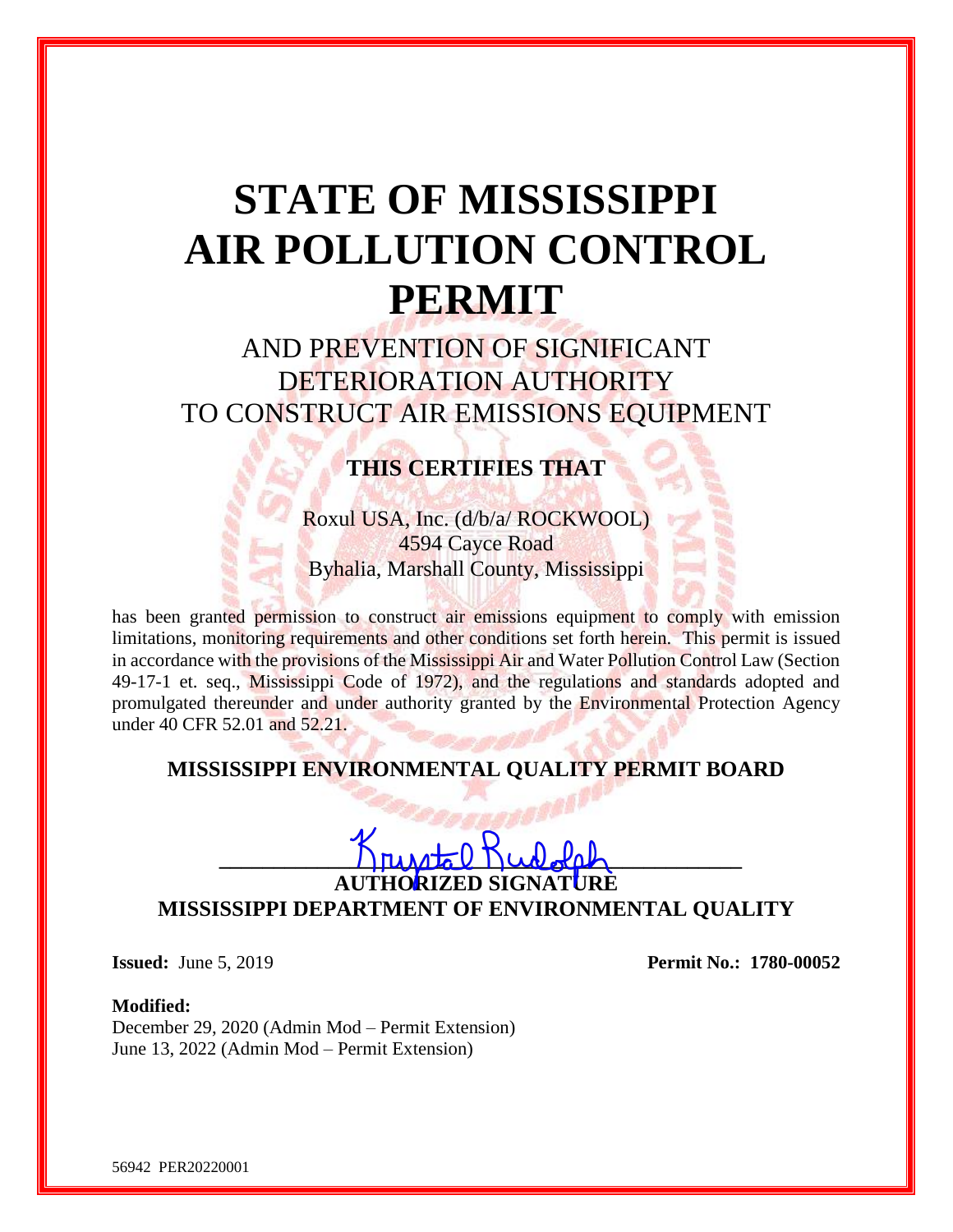# STATE OF MISSISSIPPI AIR POLLUTION CONTROL PERMIT

## AND PREVENTION OF SIGNIFICANT DETERIORATION AUTHORITY TO CONSTRUCT AIR EMISSIONS EQUIPMENT

### THIS CERTIFIES THAT

Roxul USA, Inc. (d/b/a/ ROCKWOOL)
4594 Cayce Road
Byhalia, Marshall County, Mississippi

has been granted permission to construct air emissions equipment to comply with emission limitations, monitoring requirements and other conditions set forth herein. This permit is issued in accordance with the provisions of the Mississippi Air and Water Pollution Control Law (Section 49-17-1 et. seq., Mississippi Code of 1972), and the regulations and standards adopted and promulgated thereunder and under authority granted by the Environmental Protection Agency under 40 CFR 52.01 and 52.21.

**MISSISSIPPI ENVIRONMENTAL QUALITY PERMIT BOARD**

Krystal Rudolph

**AUTHORIZED SIGNATURE**
**MISSISSIPPI DEPARTMENT OF ENVIRONMENTAL QUALITY**

**Issued:** June 5, 2019

**Permit No.: 1780-00052**

**Modified:**
December 29, 2020 (Admin Mod – Permit Extension)
June 13, 2022 (Admin Mod – Permit Extension)

56942 PER20220001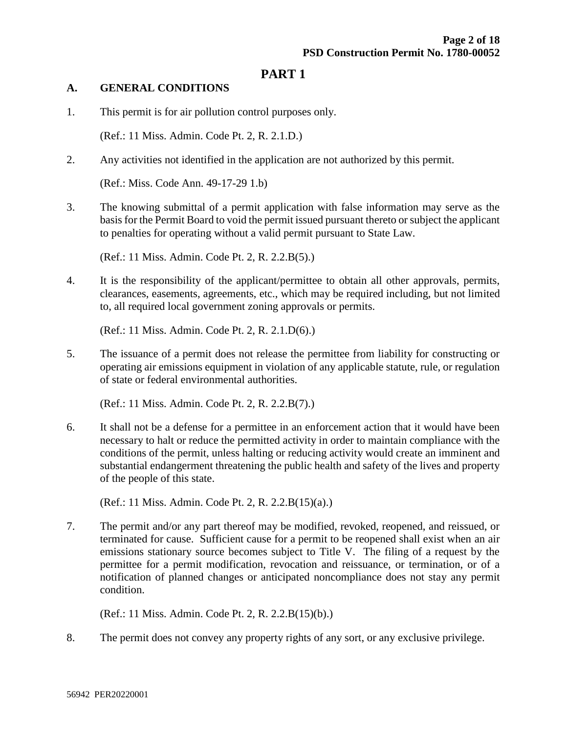# PART 1

## A. GENERAL CONDITIONS

1. This permit is for air pollution control purposes only.

   (Ref.: 11 Miss. Admin. Code Pt. 2, R. 2.1.D.)

2. Any activities not identified in the application are not authorized by this permit.

   (Ref.: Miss. Code Ann. 49-17-29 1.b)

3. The knowing submittal of a permit application with false information may serve as the basis for the Permit Board to void the permit issued pursuant thereto or subject the applicant to penalties for operating without a valid permit pursuant to State Law.

   (Ref.: 11 Miss. Admin. Code Pt. 2, R. 2.2.B(5).)

4. It is the responsibility of the applicant/permittee to obtain all other approvals, permits, clearances, easements, agreements, etc., which may be required including, but not limited to, all required local government zoning approvals or permits.

   (Ref.: 11 Miss. Admin. Code Pt. 2, R. 2.1.D(6).)

5. The issuance of a permit does not release the permittee from liability for constructing or operating air emissions equipment in violation of any applicable statute, rule, or regulation of state or federal environmental authorities.

   (Ref.: 11 Miss. Admin. Code Pt. 2, R. 2.2.B(7).)

6. It shall not be a defense for a permittee in an enforcement action that it would have been necessary to halt or reduce the permitted activity in order to maintain compliance with the conditions of the permit, unless halting or reducing activity would create an imminent and substantial endangerment threatening the public health and safety of the lives and property of the people of this state.

   (Ref.: 11 Miss. Admin. Code Pt. 2, R. 2.2.B(15)(a).)

7. The permit and/or any part thereof may be modified, revoked, reopened, and reissued, or terminated for cause. Sufficient cause for a permit to be reopened shall exist when an air emissions stationary source becomes subject to Title V. The filing of a request by the permittee for a permit modification, revocation and reissuance, or termination, or of a notification of planned changes or anticipated noncompliance does not stay any permit condition.

   (Ref.: 11 Miss. Admin. Code Pt. 2, R. 2.2.B(15)(b).)

8. The permit does not convey any property rights of any sort, or any exclusive privilege.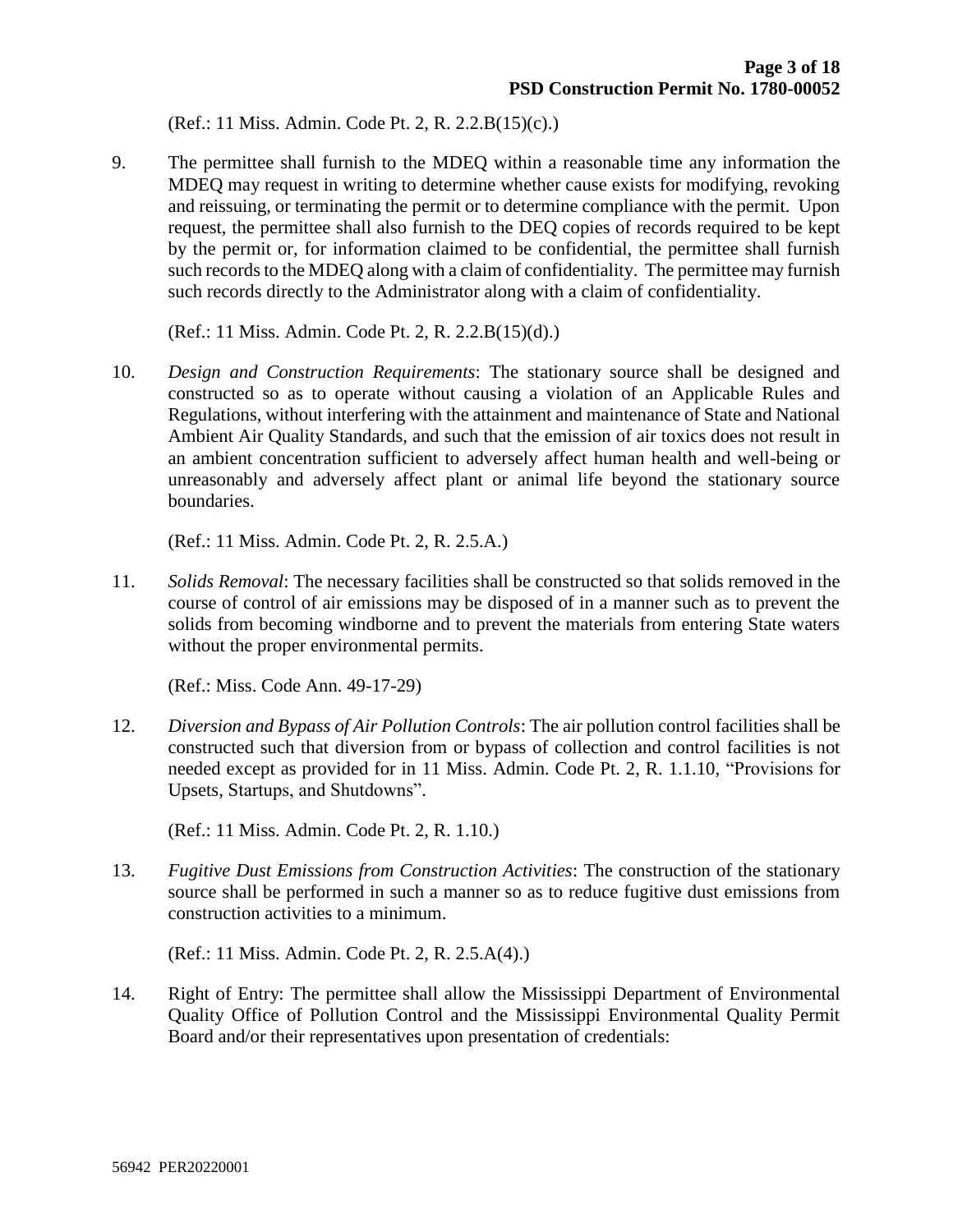(Ref.: 11 Miss. Admin. Code Pt. 2, R. 2.2.B(15)(c).)

9. The permittee shall furnish to the MDEQ within a reasonable time any information the MDEQ may request in writing to determine whether cause exists for modifying, revoking and reissuing, or terminating the permit or to determine compliance with the permit. Upon request, the permittee shall also furnish to the DEQ copies of records required to be kept by the permit or, for information claimed to be confidential, the permittee shall furnish such records to the MDEQ along with a claim of confidentiality. The permittee may furnish such records directly to the Administrator along with a claim of confidentiality.

   (Ref.: 11 Miss. Admin. Code Pt. 2, R. 2.2.B(15)(d).)

10. *Design and Construction Requirements*: The stationary source shall be designed and constructed so as to operate without causing a violation of an Applicable Rules and Regulations, without interfering with the attainment and maintenance of State and National Ambient Air Quality Standards, and such that the emission of air toxics does not result in an ambient concentration sufficient to adversely affect human health and well-being or unreasonably and adversely affect plant or animal life beyond the stationary source boundaries.

    (Ref.: 11 Miss. Admin. Code Pt. 2, R. 2.5.A.)

11. *Solids Removal*: The necessary facilities shall be constructed so that solids removed in the course of control of air emissions may be disposed of in a manner such as to prevent the solids from becoming windborne and to prevent the materials from entering State waters without the proper environmental permits.

    (Ref.: Miss. Code Ann. 49-17-29)

12. *Diversion and Bypass of Air Pollution Controls*: The air pollution control facilities shall be constructed such that diversion from or bypass of collection and control facilities is not needed except as provided for in 11 Miss. Admin. Code Pt. 2, R. 1.1.10, "Provisions for Upsets, Startups, and Shutdowns".

    (Ref.: 11 Miss. Admin. Code Pt. 2, R. 1.10.)

13. *Fugitive Dust Emissions from Construction Activities*: The construction of the stationary source shall be performed in such a manner so as to reduce fugitive dust emissions from construction activities to a minimum.

    (Ref.: 11 Miss. Admin. Code Pt. 2, R. 2.5.A(4).)

14. Right of Entry: The permittee shall allow the Mississippi Department of Environmental Quality Office of Pollution Control and the Mississippi Environmental Quality Permit Board and/or their representatives upon presentation of credentials: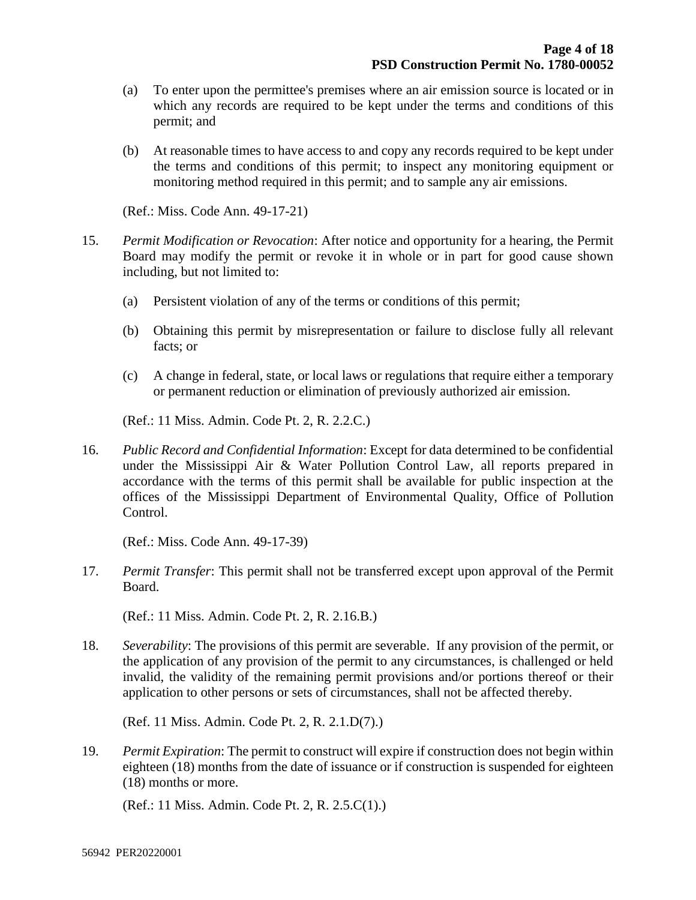(a) To enter upon the permittee's premises where an air emission source is located or in which any records are required to be kept under the terms and conditions of this permit; and

(b) At reasonable times to have access to and copy any records required to be kept under the terms and conditions of this permit; to inspect any monitoring equipment or monitoring method required in this permit; and to sample any air emissions.

(Ref.: Miss. Code Ann. 49-17-21)

15. *Permit Modification or Revocation*: After notice and opportunity for a hearing, the Permit Board may modify the permit or revoke it in whole or in part for good cause shown including, but not limited to:

    (a) Persistent violation of any of the terms or conditions of this permit;

    (b) Obtaining this permit by misrepresentation or failure to disclose fully all relevant facts; or

    (c) A change in federal, state, or local laws or regulations that require either a temporary or permanent reduction or elimination of previously authorized air emission.

    (Ref.: 11 Miss. Admin. Code Pt. 2, R. 2.2.C.)

16. *Public Record and Confidential Information*: Except for data determined to be confidential under the Mississippi Air & Water Pollution Control Law, all reports prepared in accordance with the terms of this permit shall be available for public inspection at the offices of the Mississippi Department of Environmental Quality, Office of Pollution Control.

    (Ref.: Miss. Code Ann. 49-17-39)

17. *Permit Transfer*: This permit shall not be transferred except upon approval of the Permit Board.

    (Ref.: 11 Miss. Admin. Code Pt. 2, R. 2.16.B.)

18. *Severability*: The provisions of this permit are severable. If any provision of the permit, or the application of any provision of the permit to any circumstances, is challenged or held invalid, the validity of the remaining permit provisions and/or portions thereof or their application to other persons or sets of circumstances, shall not be affected thereby.

    (Ref. 11 Miss. Admin. Code Pt. 2, R. 2.1.D(7).)

19. *Permit Expiration*: The permit to construct will expire if construction does not begin within eighteen (18) months from the date of issuance or if construction is suspended for eighteen (18) months or more.

    (Ref.: 11 Miss. Admin. Code Pt. 2, R. 2.5.C(1).)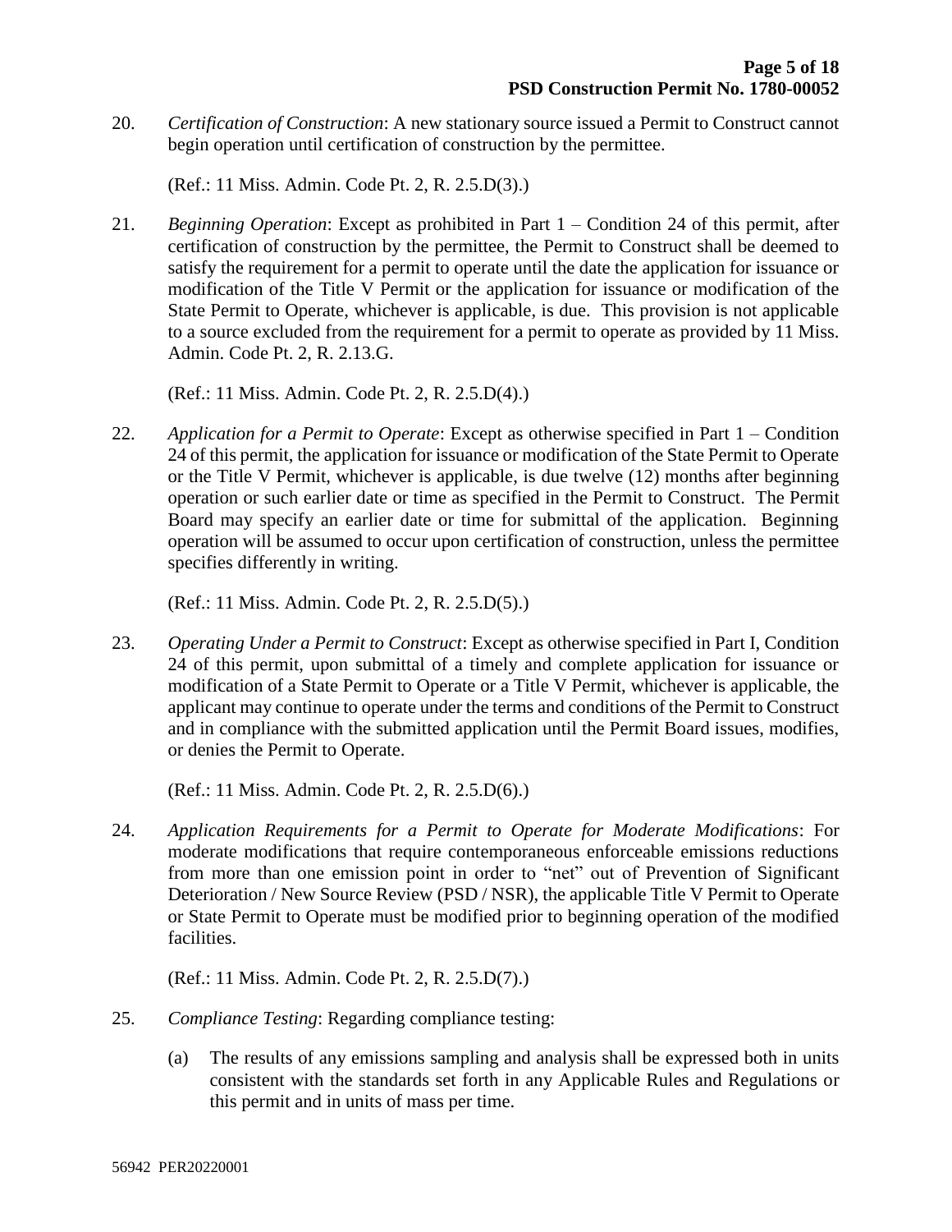20. *Certification of Construction*: A new stationary source issued a Permit to Construct cannot begin operation until certification of construction by the permittee.

    (Ref.: 11 Miss. Admin. Code Pt. 2, R. 2.5.D(3).)

21. *Beginning Operation*: Except as prohibited in Part 1 – Condition 24 of this permit, after certification of construction by the permittee, the Permit to Construct shall be deemed to satisfy the requirement for a permit to operate until the date the application for issuance or modification of the Title V Permit or the application for issuance or modification of the State Permit to Operate, whichever is applicable, is due. This provision is not applicable to a source excluded from the requirement for a permit to operate as provided by 11 Miss. Admin. Code Pt. 2, R. 2.13.G.

    (Ref.: 11 Miss. Admin. Code Pt. 2, R. 2.5.D(4).)

22. *Application for a Permit to Operate*: Except as otherwise specified in Part 1 – Condition 24 of this permit, the application for issuance or modification of the State Permit to Operate or the Title V Permit, whichever is applicable, is due twelve (12) months after beginning operation or such earlier date or time as specified in the Permit to Construct. The Permit Board may specify an earlier date or time for submittal of the application. Beginning operation will be assumed to occur upon certification of construction, unless the permittee specifies differently in writing.

    (Ref.: 11 Miss. Admin. Code Pt. 2, R. 2.5.D(5).)

23. *Operating Under a Permit to Construct*: Except as otherwise specified in Part I, Condition 24 of this permit, upon submittal of a timely and complete application for issuance or modification of a State Permit to Operate or a Title V Permit, whichever is applicable, the applicant may continue to operate under the terms and conditions of the Permit to Construct and in compliance with the submitted application until the Permit Board issues, modifies, or denies the Permit to Operate.

    (Ref.: 11 Miss. Admin. Code Pt. 2, R. 2.5.D(6).)

24. *Application Requirements for a Permit to Operate for Moderate Modifications*: For moderate modifications that require contemporaneous enforceable emissions reductions from more than one emission point in order to "net" out of Prevention of Significant Deterioration / New Source Review (PSD / NSR), the applicable Title V Permit to Operate or State Permit to Operate must be modified prior to beginning operation of the modified facilities.

    (Ref.: 11 Miss. Admin. Code Pt. 2, R. 2.5.D(7).)

25. *Compliance Testing*: Regarding compliance testing:

    (a) The results of any emissions sampling and analysis shall be expressed both in units consistent with the standards set forth in any Applicable Rules and Regulations or this permit and in units of mass per time.

56942 PER20220001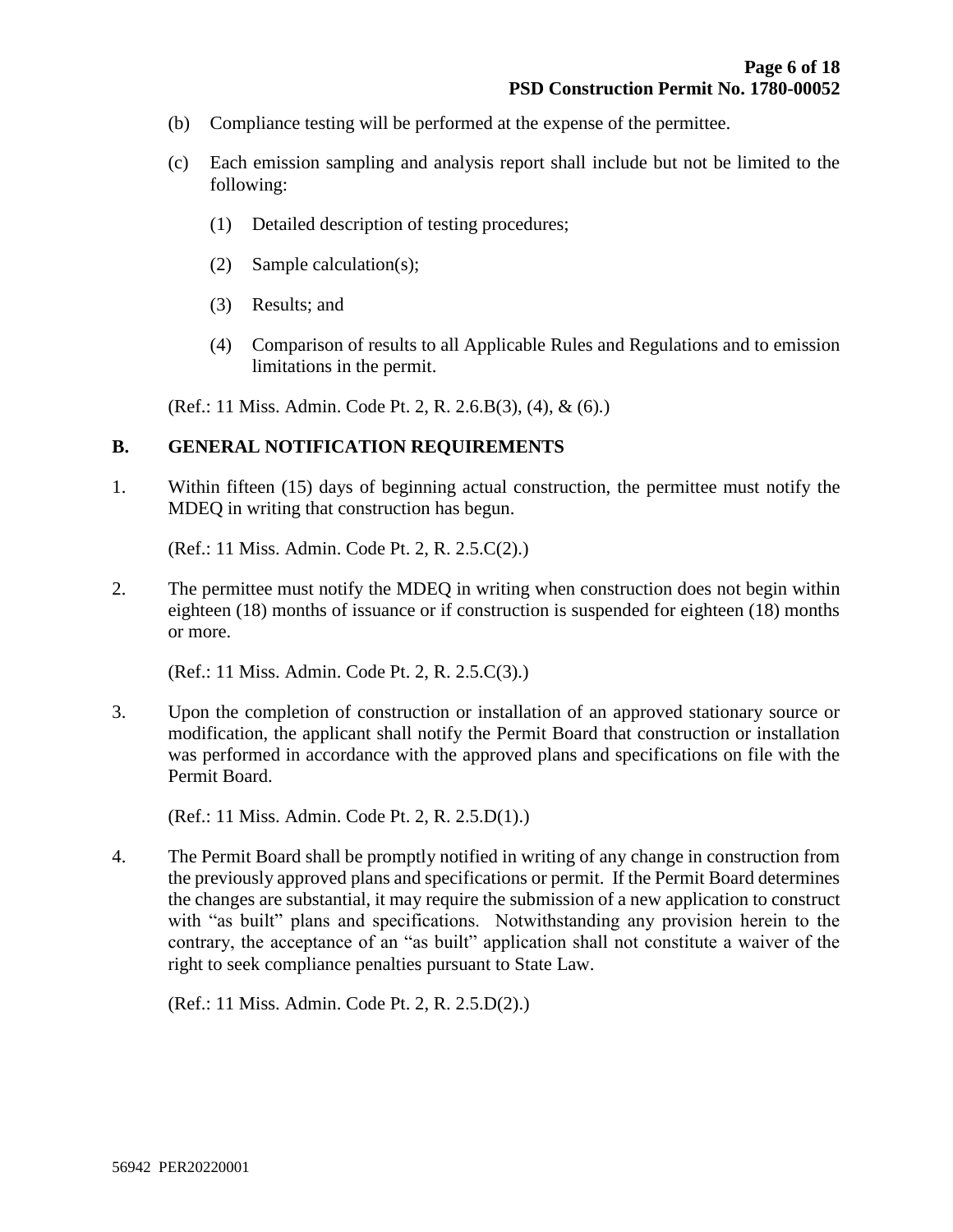(b) Compliance testing will be performed at the expense of the permittee.

(c) Each emission sampling and analysis report shall include but not be limited to the following:

(1) Detailed description of testing procedures;

(2) Sample calculation(s);

(3) Results; and

(4) Comparison of results to all Applicable Rules and Regulations and to emission limitations in the permit.

(Ref.: 11 Miss. Admin. Code Pt. 2, R. 2.6.B(3), (4), & (6).)

## B. GENERAL NOTIFICATION REQUIREMENTS

1. Within fifteen (15) days of beginning actual construction, the permittee must notify the MDEQ in writing that construction has begun.

   (Ref.: 11 Miss. Admin. Code Pt. 2, R. 2.5.C(2).)

2. The permittee must notify the MDEQ in writing when construction does not begin within eighteen (18) months of issuance or if construction is suspended for eighteen (18) months or more.

   (Ref.: 11 Miss. Admin. Code Pt. 2, R. 2.5.C(3).)

3. Upon the completion of construction or installation of an approved stationary source or modification, the applicant shall notify the Permit Board that construction or installation was performed in accordance with the approved plans and specifications on file with the Permit Board.

   (Ref.: 11 Miss. Admin. Code Pt. 2, R. 2.5.D(1).)

4. The Permit Board shall be promptly notified in writing of any change in construction from the previously approved plans and specifications or permit. If the Permit Board determines the changes are substantial, it may require the submission of a new application to construct with "as built" plans and specifications. Notwithstanding any provision herein to the contrary, the acceptance of an "as built" application shall not constitute a waiver of the right to seek compliance penalties pursuant to State Law.

   (Ref.: 11 Miss. Admin. Code Pt. 2, R. 2.5.D(2).)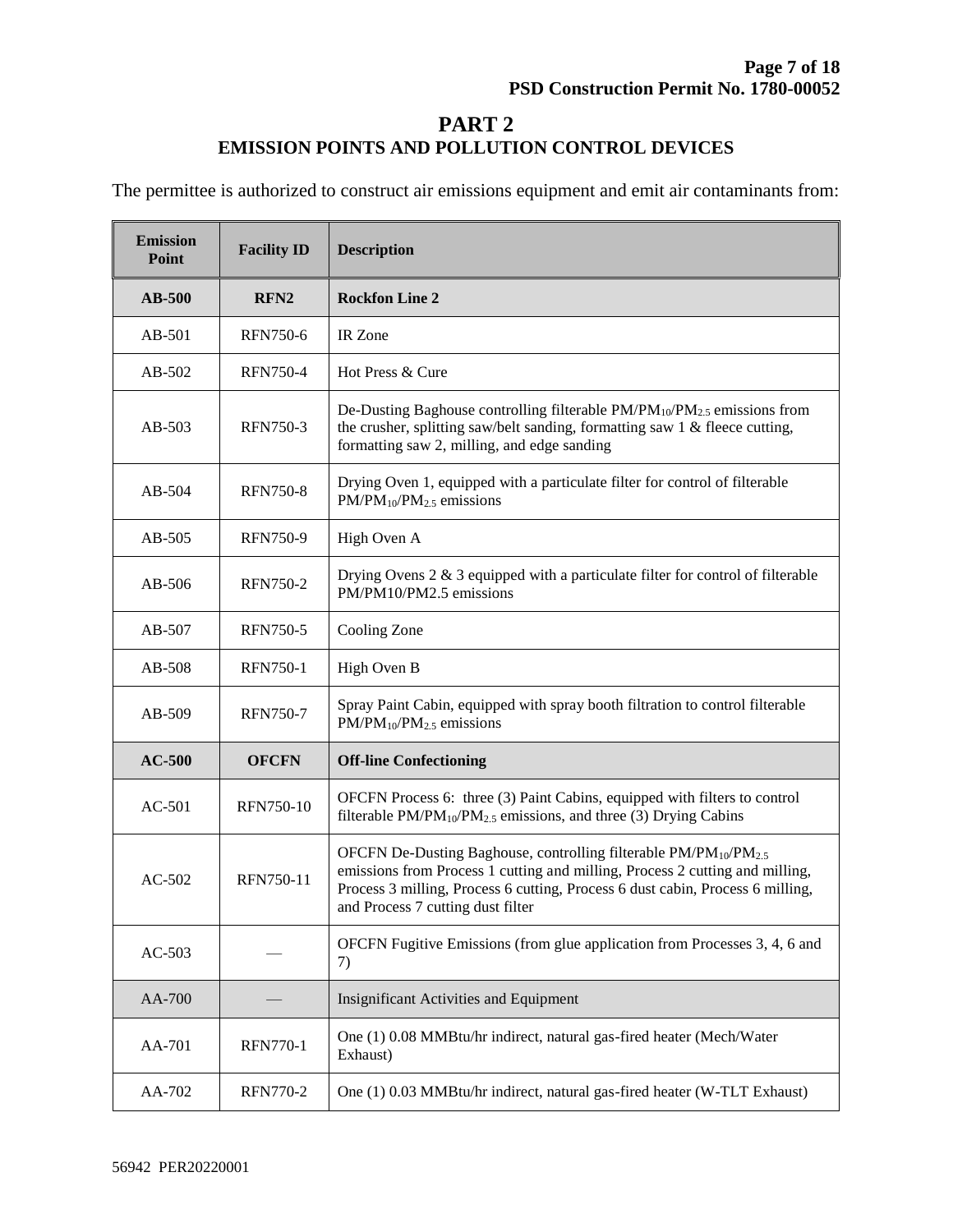# PART 2
## EMISSION POINTS AND POLLUTION CONTROL DEVICES

The permittee is authorized to construct air emissions equipment and emit air contaminants from:

| Emission Point | Facility ID | Description |
|---|---|---|
| **AB-500** | **RFN2** | **Rockfon Line 2** |
| AB-501 | RFN750-6 | IR Zone |
| AB-502 | RFN750-4 | Hot Press & Cure |
| AB-503 | RFN750-3 | De-Dusting Baghouse controlling filterable $PM/PM_{10}/PM_{2.5}$ emissions from the crusher, splitting saw/belt sanding, formatting saw 1 & fleece cutting, formatting saw 2, milling, and edge sanding |
| AB-504 | RFN750-8 | Drying Oven 1, equipped with a particulate filter for control of filterable $PM/PM_{10}/PM_{2.5}$ emissions |
| AB-505 | RFN750-9 | High Oven A |
| AB-506 | RFN750-2 | Drying Ovens 2 & 3 equipped with a particulate filter for control of filterable PM/PM10/PM2.5 emissions |
| AB-507 | RFN750-5 | Cooling Zone |
| AB-508 | RFN750-1 | High Oven B |
| AB-509 | RFN750-7 | Spray Paint Cabin, equipped with spray booth filtration to control filterable $PM/PM_{10}/PM_{2.5}$ emissions |
| **AC-500** | **OFCFN** | **Off-line Confectioning** |
| AC-501 | RFN750-10 | OFCFN Process 6: three (3) Paint Cabins, equipped with filters to control filterable $PM/PM_{10}/PM_{2.5}$ emissions, and three (3) Drying Cabins |
| AC-502 | RFN750-11 | OFCFN De-Dusting Baghouse, controlling filterable $PM/PM_{10}/PM_{2.5}$ emissions from Process 1 cutting and milling, Process 2 cutting and milling, Process 3 milling, Process 6 cutting, Process 6 dust cabin, Process 6 milling, and Process 7 cutting dust filter |
| AC-503 | — | OFCFN Fugitive Emissions (from glue application from Processes 3, 4, 6 and 7) |
| AA-700 | — | Insignificant Activities and Equipment |
| AA-701 | RFN770-1 | One (1) 0.08 MMBtu/hr indirect, natural gas-fired heater (Mech/Water Exhaust) |
| AA-702 | RFN770-2 | One (1) 0.03 MMBtu/hr indirect, natural gas-fired heater (W-TLT Exhaust) |

56942 PER20220001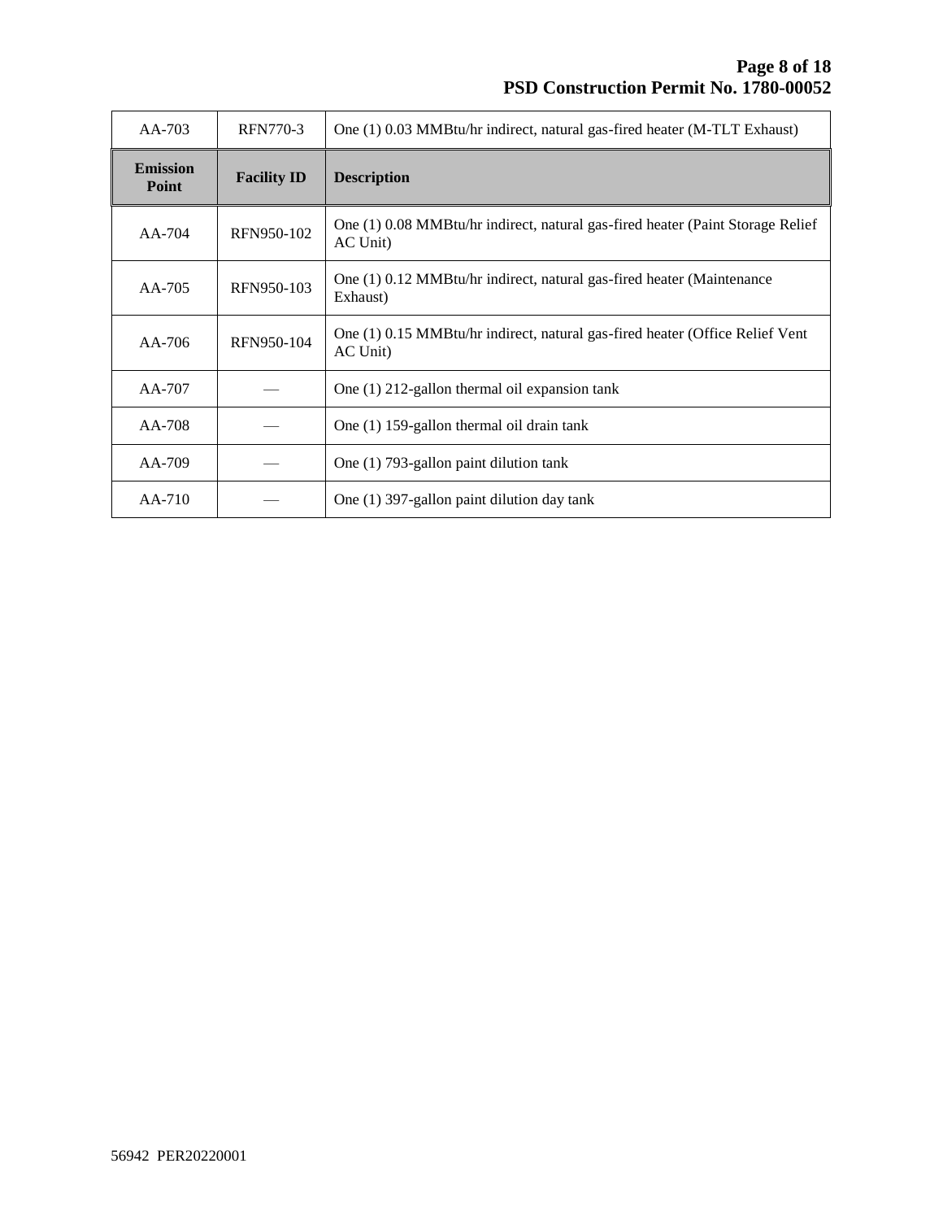| Emission Point | Facility ID | Description |
|---|---|---|
| AA-703 | RFN770-3 | One (1) 0.03 MMBtu/hr indirect, natural gas-fired heater (M-TLT Exhaust) |
| AA-704 | RFN950-102 | One (1) 0.08 MMBtu/hr indirect, natural gas-fired heater (Paint Storage Relief AC Unit) |
| AA-705 | RFN950-103 | One (1) 0.12 MMBtu/hr indirect, natural gas-fired heater (Maintenance Exhaust) |
| AA-706 | RFN950-104 | One (1) 0.15 MMBtu/hr indirect, natural gas-fired heater (Office Relief Vent AC Unit) |
| AA-707 | — | One (1) 212-gallon thermal oil expansion tank |
| AA-708 | — | One (1) 159-gallon thermal oil drain tank |
| AA-709 | — | One (1) 793-gallon paint dilution tank |
| AA-710 | — | One (1) 397-gallon paint dilution day tank |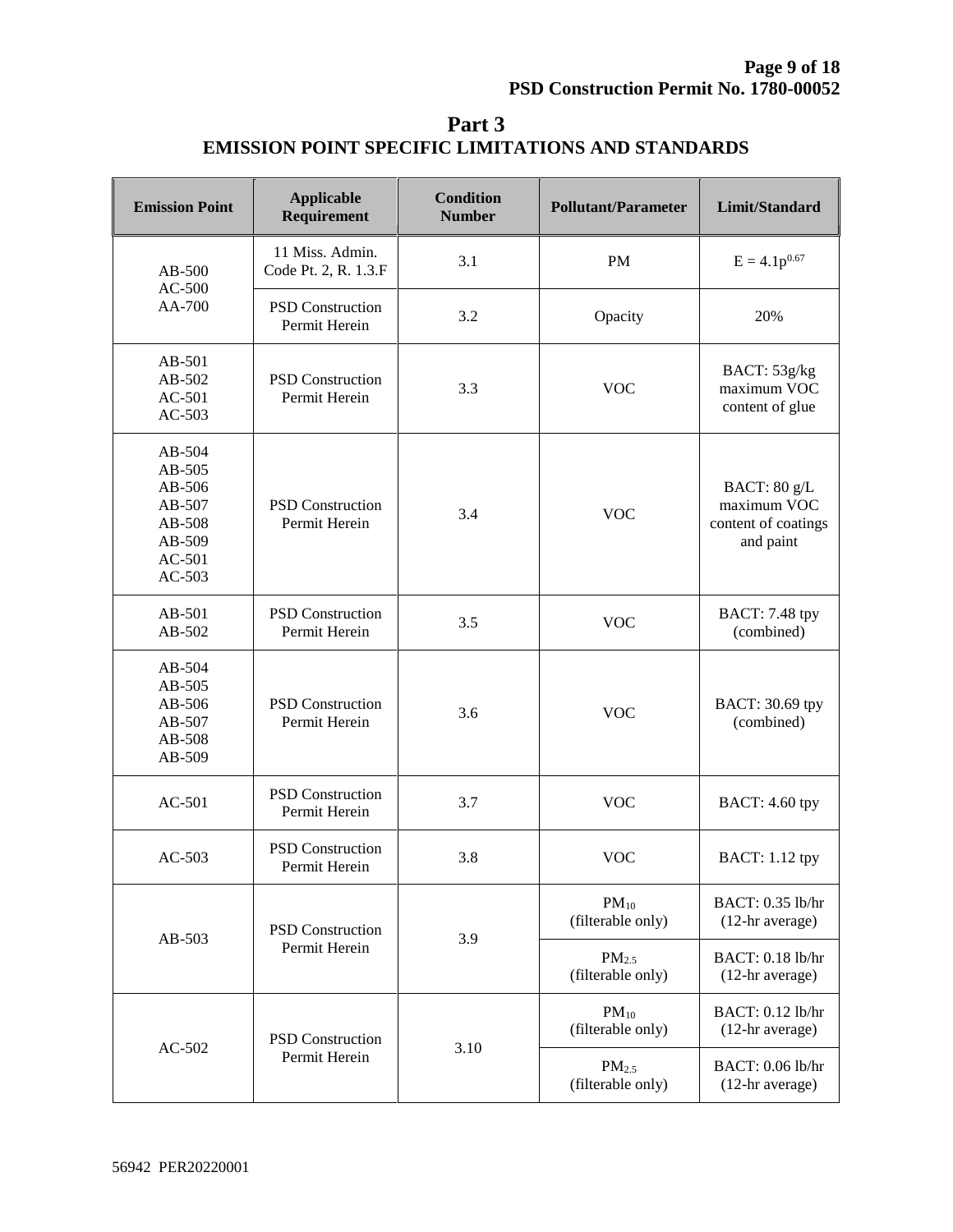# Part 3
## EMISSION POINT SPECIFIC LIMITATIONS AND STANDARDS

| Emission Point | Applicable Requirement | Condition Number | Pollutant/Parameter | Limit/Standard |
|---|---|---|---|---|
| AB-500 AC-500 AA-700 | 11 Miss. Admin. Code Pt. 2, R. 1.3.F | 3.1 | PM | $E = 4.1p^{0.67}$ |
| | PSD Construction Permit Herein | 3.2 | Opacity | 20% |
| AB-501 AB-502 AC-501 AC-503 | PSD Construction Permit Herein | 3.3 | VOC | BACT: 53g/kg maximum VOC content of glue |
| AB-504 AB-505 AB-506 AB-507 AB-508 AB-509 AC-501 AC-503 | PSD Construction Permit Herein | 3.4 | VOC | BACT: 80 g/L maximum VOC content of coatings and paint |
| AB-501 AB-502 | PSD Construction Permit Herein | 3.5 | VOC | BACT: 7.48 tpy (combined) |
| AB-504 AB-505 AB-506 AB-507 AB-508 AB-509 | PSD Construction Permit Herein | 3.6 | VOC | BACT: 30.69 tpy (combined) |
| AC-501 | PSD Construction Permit Herein | 3.7 | VOC | BACT: 4.60 tpy |
| AC-503 | PSD Construction Permit Herein | 3.8 | VOC | BACT: 1.12 tpy |
| AB-503 | PSD Construction Permit Herein | 3.9 | $PM_{10}$ (filterable only) | BACT: 0.35 lb/hr (12-hr average) |
| | | | $PM_{2.5}$ (filterable only) | BACT: 0.18 lb/hr (12-hr average) |
| AC-502 | PSD Construction Permit Herein | 3.10 | $PM_{10}$ (filterable only) | BACT: 0.12 lb/hr (12-hr average) |
| | | | $PM_{2.5}$ (filterable only) | BACT: 0.06 lb/hr (12-hr average) |

56942 PER20220001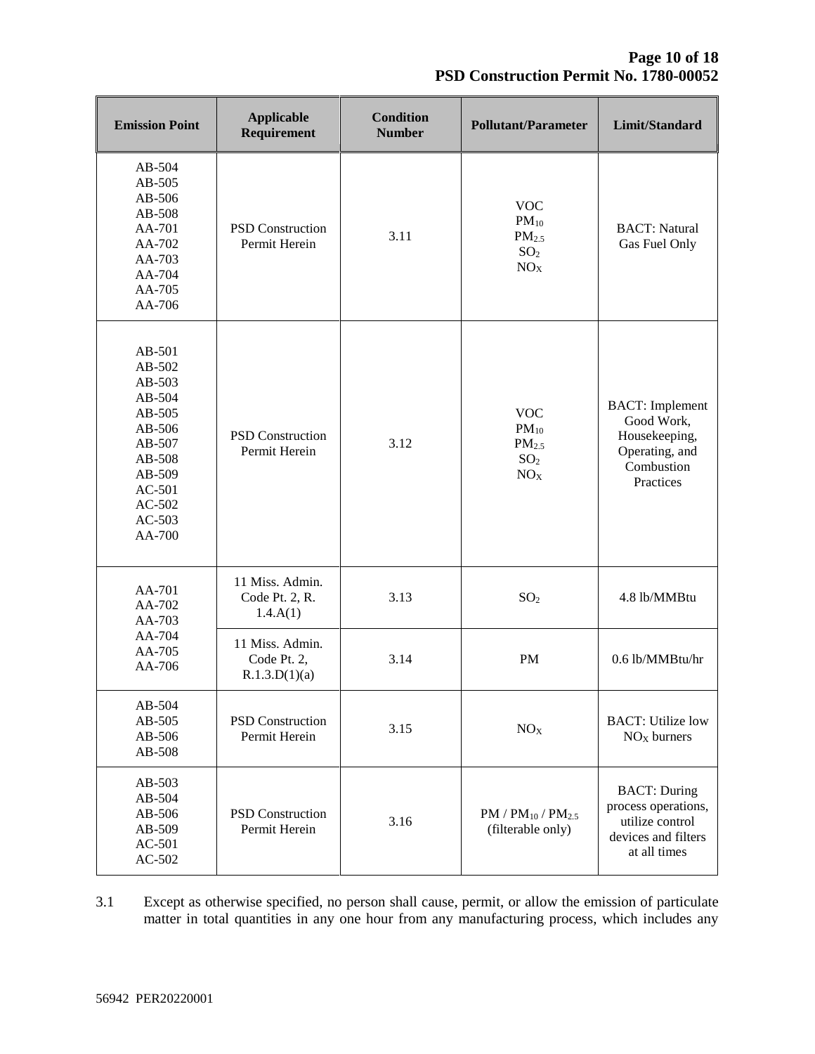| Emission Point | Applicable Requirement | Condition Number | Pollutant/Parameter | Limit/Standard |
|---|---|---|---|---|
| AB-504<br>AB-505<br>AB-506<br>AB-508<br>AA-701<br>AA-702<br>AA-703<br>AA-704<br>AA-705<br>AA-706 | PSD Construction Permit Herein | 3.11 | VOC<br>$PM_{10}$<br>$PM_{2.5}$<br>$SO_2$<br>$NO_X$ | BACT: Natural Gas Fuel Only |
| AB-501<br>AB-502<br>AB-503<br>AB-504<br>AB-505<br>AB-506<br>AB-507<br>AB-508<br>AB-509<br>AC-501<br>AC-502<br>AC-503<br>AA-700 | PSD Construction Permit Herein | 3.12 | VOC<br>$PM_{10}$<br>$PM_{2.5}$<br>$SO_2$<br>$NO_X$ | BACT: Implement Good Work, Housekeeping, Operating, and Combustion Practices |
| AA-701<br>AA-702<br>AA-703<br>AA-704<br>AA-705<br>AA-706 | 11 Miss. Admin. Code Pt. 2, R. 1.4.A(1) | 3.13 | $SO_2$ | 4.8 lb/MMBtu |
| | 11 Miss. Admin. Code Pt. 2, R.1.3.D(1)(a) | 3.14 | PM | 0.6 lb/MMBtu/hr |
| AB-504<br>AB-505<br>AB-506<br>AB-508 | PSD Construction Permit Herein | 3.15 | $NO_X$ | BACT: Utilize low $NO_X$ burners |
| AB-503<br>AB-504<br>AB-506<br>AB-509<br>AC-501<br>AC-502 | PSD Construction Permit Herein | 3.16 | PM / $PM_{10}$ / $PM_{2.5}$ (filterable only) | BACT: During process operations, utilize control devices and filters at all times |

3.1 Except as otherwise specified, no person shall cause, permit, or allow the emission of particulate matter in total quantities in any one hour from any manufacturing process, which includes any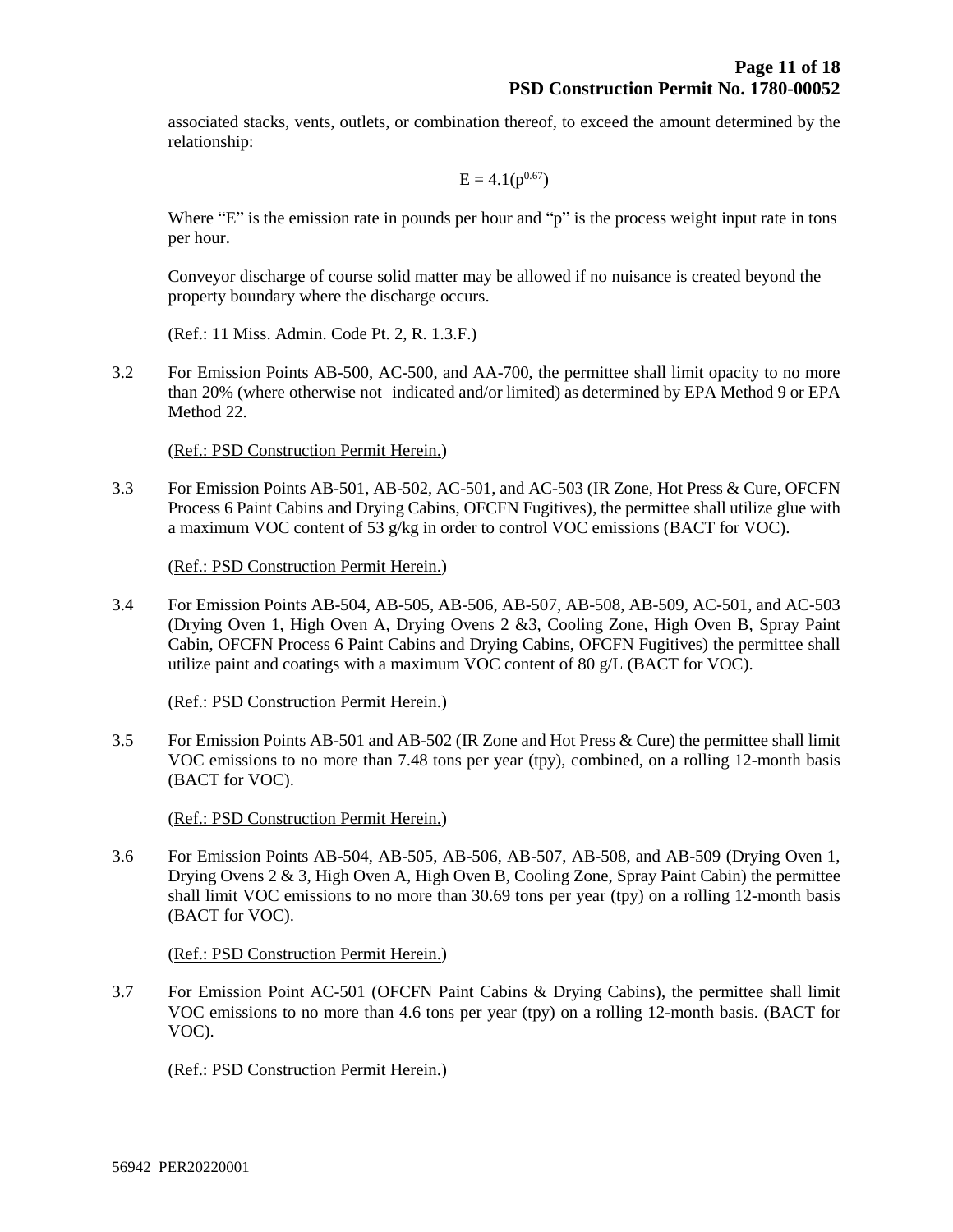associated stacks, vents, outlets, or combination thereof, to exceed the amount determined by the relationship:

$$E = 4.1(p^{0.67})$$

Where "E" is the emission rate in pounds per hour and "p" is the process weight input rate in tons per hour.

Conveyor discharge of course solid matter may be allowed if no nuisance is created beyond the property boundary where the discharge occurs.

(Ref.: 11 Miss. Admin. Code Pt. 2, R. 1.3.F.)

3.2 For Emission Points AB-500, AC-500, and AA-700, the permittee shall limit opacity to no more than 20% (where otherwise not indicated and/or limited) as determined by EPA Method 9 or EPA Method 22.

(Ref.: PSD Construction Permit Herein.)

3.3 For Emission Points AB-501, AB-502, AC-501, and AC-503 (IR Zone, Hot Press & Cure, OFCFN Process 6 Paint Cabins and Drying Cabins, OFCFN Fugitives), the permittee shall utilize glue with a maximum VOC content of 53 g/kg in order to control VOC emissions (BACT for VOC).

(Ref.: PSD Construction Permit Herein.)

3.4 For Emission Points AB-504, AB-505, AB-506, AB-507, AB-508, AB-509, AC-501, and AC-503 (Drying Oven 1, High Oven A, Drying Ovens 2 &3, Cooling Zone, High Oven B, Spray Paint Cabin, OFCFN Process 6 Paint Cabins and Drying Cabins, OFCFN Fugitives) the permittee shall utilize paint and coatings with a maximum VOC content of 80 g/L (BACT for VOC).

(Ref.: PSD Construction Permit Herein.)

3.5 For Emission Points AB-501 and AB-502 (IR Zone and Hot Press & Cure) the permittee shall limit VOC emissions to no more than 7.48 tons per year (tpy), combined, on a rolling 12-month basis (BACT for VOC).

(Ref.: PSD Construction Permit Herein.)

3.6 For Emission Points AB-504, AB-505, AB-506, AB-507, AB-508, and AB-509 (Drying Oven 1, Drying Ovens 2 & 3, High Oven A, High Oven B, Cooling Zone, Spray Paint Cabin) the permittee shall limit VOC emissions to no more than 30.69 tons per year (tpy) on a rolling 12-month basis (BACT for VOC).

(Ref.: PSD Construction Permit Herein.)

3.7 For Emission Point AC-501 (OFCFN Paint Cabins & Drying Cabins), the permittee shall limit VOC emissions to no more than 4.6 tons per year (tpy) on a rolling 12-month basis. (BACT for VOC).

(Ref.: PSD Construction Permit Herein.)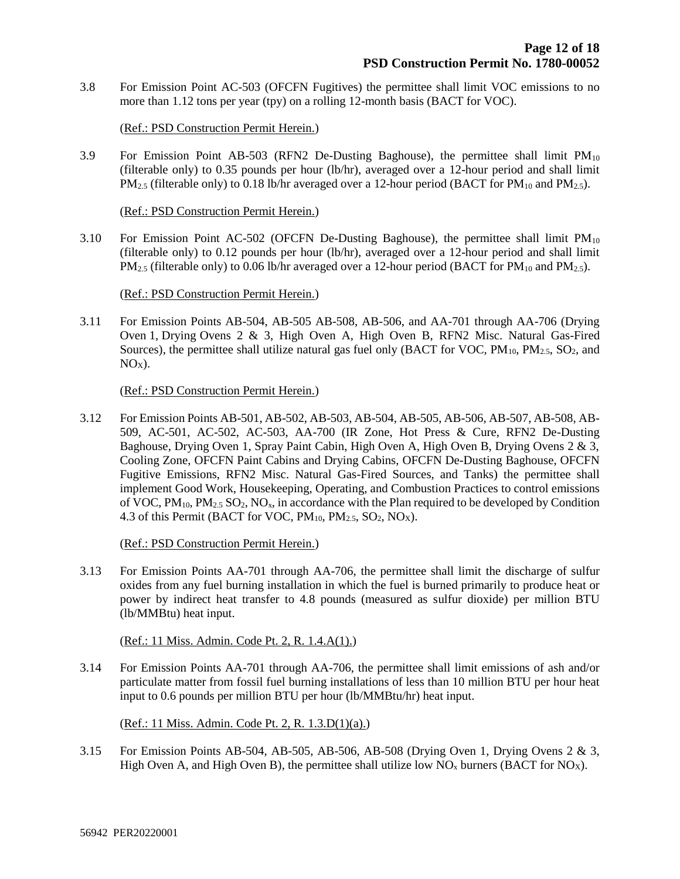3.8 For Emission Point AC-503 (OFCFN Fugitives) the permittee shall limit VOC emissions to no more than 1.12 tons per year (tpy) on a rolling 12-month basis (BACT for VOC).

(Ref.: PSD Construction Permit Herein.)

3.9 For Emission Point AB-503 (RFN2 De-Dusting Baghouse), the permittee shall limit $PM_{10}$ (filterable only) to 0.35 pounds per hour (lb/hr), averaged over a 12-hour period and shall limit $PM_{2.5}$ (filterable only) to 0.18 lb/hr averaged over a 12-hour period (BACT for $PM_{10}$ and $PM_{2.5}$).

(Ref.: PSD Construction Permit Herein.)

3.10 For Emission Point AC-502 (OFCFN De-Dusting Baghouse), the permittee shall limit $PM_{10}$ (filterable only) to 0.12 pounds per hour (lb/hr), averaged over a 12-hour period and shall limit $PM_{2.5}$ (filterable only) to 0.06 lb/hr averaged over a 12-hour period (BACT for $PM_{10}$ and $PM_{2.5}$).

(Ref.: PSD Construction Permit Herein.)

3.11 For Emission Points AB-504, AB-505 AB-508, AB-506, and AA-701 through AA-706 (Drying Oven 1, Drying Ovens 2 & 3, High Oven A, High Oven B, RFN2 Misc. Natural Gas-Fired Sources), the permittee shall utilize natural gas fuel only (BACT for VOC, $PM_{10}$, $PM_{2.5}$, $SO_2$, and $NO_X$).

(Ref.: PSD Construction Permit Herein.)

3.12 For Emission Points AB-501, AB-502, AB-503, AB-504, AB-505, AB-506, AB-507, AB-508, AB-509, AC-501, AC-502, AC-503, AA-700 (IR Zone, Hot Press & Cure, RFN2 De-Dusting Baghouse, Drying Oven 1, Spray Paint Cabin, High Oven A, High Oven B, Drying Ovens 2 & 3, Cooling Zone, OFCFN Paint Cabins and Drying Cabins, OFCFN De-Dusting Baghouse, OFCFN Fugitive Emissions, RFN2 Misc. Natural Gas-Fired Sources, and Tanks) the permittee shall implement Good Work, Housekeeping, Operating, and Combustion Practices to control emissions of VOC, $PM_{10}$, $PM_{2.5}$ $SO_2$, $NO_x$, in accordance with the Plan required to be developed by Condition 4.3 of this Permit (BACT for VOC, $PM_{10}$, $PM_{2.5}$, $SO_2$, $NO_X$).

(Ref.: PSD Construction Permit Herein.)

3.13 For Emission Points AA-701 through AA-706, the permittee shall limit the discharge of sulfur oxides from any fuel burning installation in which the fuel is burned primarily to produce heat or power by indirect heat transfer to 4.8 pounds (measured as sulfur dioxide) per million BTU (lb/MMBtu) heat input.

(Ref.: 11 Miss. Admin. Code Pt. 2, R. 1.4.A(1).)

3.14 For Emission Points AA-701 through AA-706, the permittee shall limit emissions of ash and/or particulate matter from fossil fuel burning installations of less than 10 million BTU per hour heat input to 0.6 pounds per million BTU per hour (lb/MMBtu/hr) heat input.

(Ref.: 11 Miss. Admin. Code Pt. 2, R. 1.3.D(1)(a).)

3.15 For Emission Points AB-504, AB-505, AB-506, AB-508 (Drying Oven 1, Drying Ovens 2 & 3, High Oven A, and High Oven B), the permittee shall utilize low $NO_x$ burners (BACT for $NO_X$).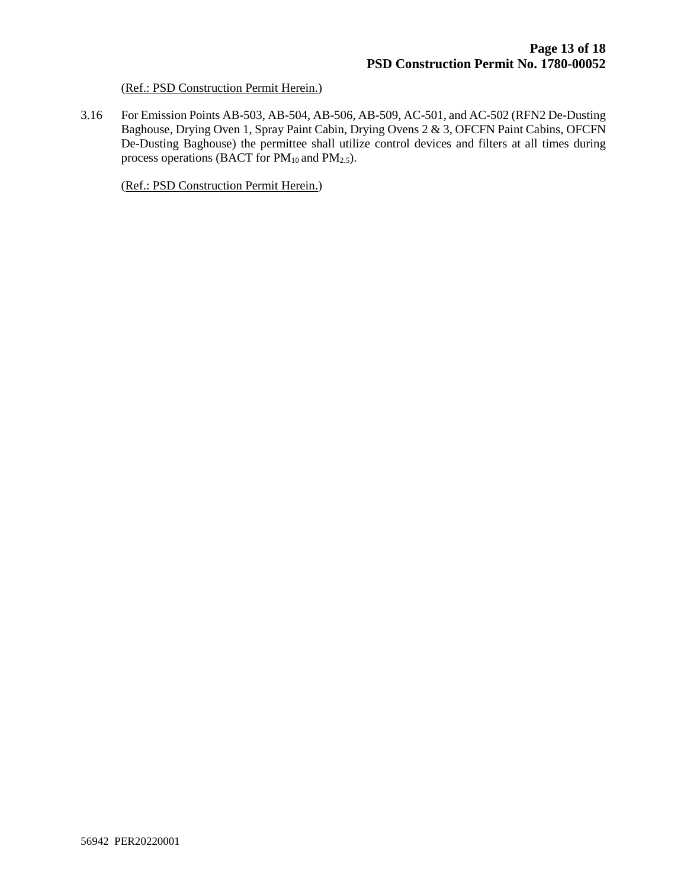(Ref.: PSD Construction Permit Herein.)

3.16 For Emission Points AB-503, AB-504, AB-506, AB-509, AC-501, and AC-502 (RFN2 De-Dusting Baghouse, Drying Oven 1, Spray Paint Cabin, Drying Ovens 2 & 3, OFCFN Paint Cabins, OFCFN De-Dusting Baghouse) the permittee shall utilize control devices and filters at all times during process operations (BACT for $PM_{10}$ and $PM_{2.5}$).

(Ref.: PSD Construction Permit Herein.)

56942 PER20220001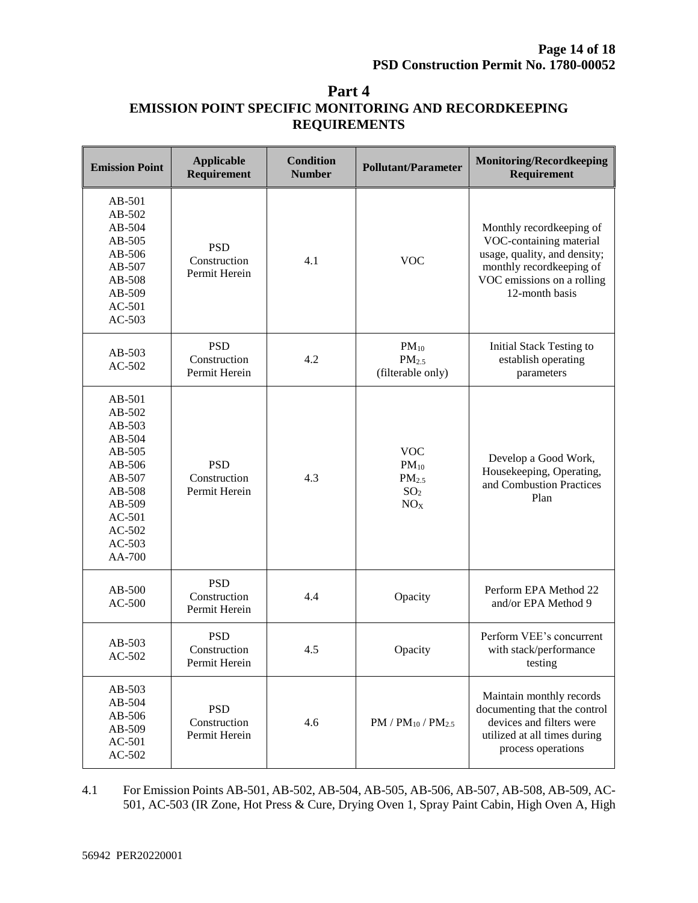## Part 4
## EMISSION POINT SPECIFIC MONITORING AND RECORDKEEPING REQUIREMENTS

| Emission Point | Applicable Requirement | Condition Number | Pollutant/Parameter | Monitoring/Recordkeeping Requirement |
|---|---|---|---|---|
| AB-501<br>AB-502<br>AB-504<br>AB-505<br>AB-506<br>AB-507<br>AB-508<br>AB-509<br>AC-501<br>AC-503 | PSD Construction Permit Herein | 4.1 | VOC | Monthly recordkeeping of VOC-containing material usage, quality, and density; monthly recordkeeping of VOC emissions on a rolling 12-month basis |
| AB-503<br>AC-502 | PSD Construction Permit Herein | 4.2 | $PM_{10}$<br>$PM_{2.5}$<br>(filterable only) | Initial Stack Testing to establish operating parameters |
| AB-501<br>AB-502<br>AB-503<br>AB-504<br>AB-505<br>AB-506<br>AB-507<br>AB-508<br>AB-509<br>AC-501<br>AC-502<br>AC-503<br>AA-700 | PSD Construction Permit Herein | 4.3 | VOC<br>$PM_{10}$<br>$PM_{2.5}$<br>$SO_2$<br>$NO_X$ | Develop a Good Work, Housekeeping, Operating, and Combustion Practices Plan |
| AB-500<br>AC-500 | PSD Construction Permit Herein | 4.4 | Opacity | Perform EPA Method 22 and/or EPA Method 9 |
| AB-503<br>AC-502 | PSD Construction Permit Herein | 4.5 | Opacity | Perform VEE's concurrent with stack/performance testing |
| AB-503<br>AB-504<br>AB-506<br>AB-509<br>AC-501<br>AC-502 | PSD Construction Permit Herein | 4.6 | PM / $PM_{10}$ / $PM_{2.5}$ | Maintain monthly records documenting that the control devices and filters were utilized at all times during process operations |

4.1 For Emission Points AB-501, AB-502, AB-504, AB-505, AB-506, AB-507, AB-508, AB-509, AC-501, AC-503 (IR Zone, Hot Press & Cure, Drying Oven 1, Spray Paint Cabin, High Oven A, High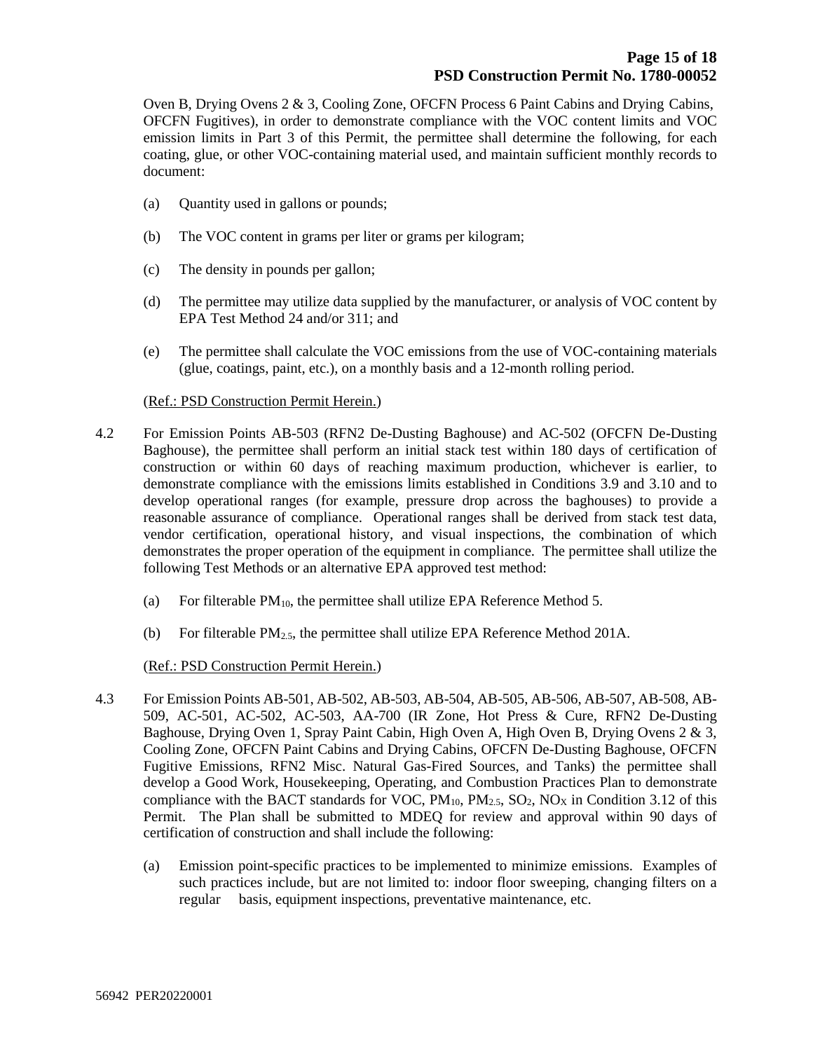Oven B, Drying Ovens 2 & 3, Cooling Zone, OFCFN Process 6 Paint Cabins and Drying Cabins, OFCFN Fugitives), in order to demonstrate compliance with the VOC content limits and VOC emission limits in Part 3 of this Permit, the permittee shall determine the following, for each coating, glue, or other VOC-containing material used, and maintain sufficient monthly records to document:

(a) Quantity used in gallons or pounds;

(b) The VOC content in grams per liter or grams per kilogram;

(c) The density in pounds per gallon;

(d) The permittee may utilize data supplied by the manufacturer, or analysis of VOC content by EPA Test Method 24 and/or 311; and

(e) The permittee shall calculate the VOC emissions from the use of VOC-containing materials (glue, coatings, paint, etc.), on a monthly basis and a 12-month rolling period.

(Ref.: PSD Construction Permit Herein.)

4.2 For Emission Points AB-503 (RFN2 De-Dusting Baghouse) and AC-502 (OFCFN De-Dusting Baghouse), the permittee shall perform an initial stack test within 180 days of certification of construction or within 60 days of reaching maximum production, whichever is earlier, to demonstrate compliance with the emissions limits established in Conditions 3.9 and 3.10 and to develop operational ranges (for example, pressure drop across the baghouses) to provide a reasonable assurance of compliance. Operational ranges shall be derived from stack test data, vendor certification, operational history, and visual inspections, the combination of which demonstrates the proper operation of the equipment in compliance. The permittee shall utilize the following Test Methods or an alternative EPA approved test method:

(a) For filterable $PM_{10}$, the permittee shall utilize EPA Reference Method 5.

(b) For filterable $PM_{2.5}$, the permittee shall utilize EPA Reference Method 201A.

(Ref.: PSD Construction Permit Herein.)

4.3 For Emission Points AB-501, AB-502, AB-503, AB-504, AB-505, AB-506, AB-507, AB-508, AB-509, AC-501, AC-502, AC-503, AA-700 (IR Zone, Hot Press & Cure, RFN2 De-Dusting Baghouse, Drying Oven 1, Spray Paint Cabin, High Oven A, High Oven B, Drying Ovens 2 & 3, Cooling Zone, OFCFN Paint Cabins and Drying Cabins, OFCFN De-Dusting Baghouse, OFCFN Fugitive Emissions, RFN2 Misc. Natural Gas-Fired Sources, and Tanks) the permittee shall develop a Good Work, Housekeeping, Operating, and Combustion Practices Plan to demonstrate compliance with the BACT standards for VOC, $PM_{10}$, $PM_{2.5}$, $SO_2$, $NO_X$ in Condition 3.12 of this Permit. The Plan shall be submitted to MDEQ for review and approval within 90 days of certification of construction and shall include the following:

(a) Emission point-specific practices to be implemented to minimize emissions. Examples of such practices include, but are not limited to: indoor floor sweeping, changing filters on a regular basis, equipment inspections, preventative maintenance, etc.

56942 PER20220001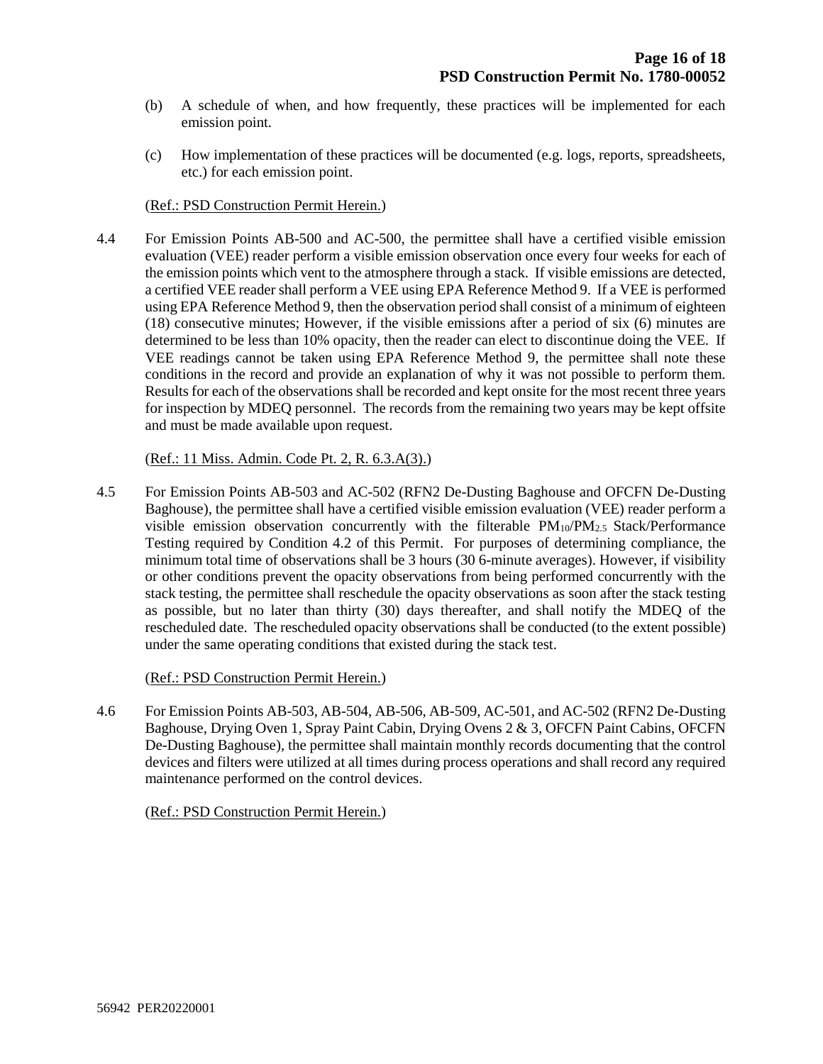(b) A schedule of when, and how frequently, these practices will be implemented for each emission point.

(c) How implementation of these practices will be documented (e.g. logs, reports, spreadsheets, etc.) for each emission point.

(Ref.: PSD Construction Permit Herein.)

4.4 For Emission Points AB-500 and AC-500, the permittee shall have a certified visible emission evaluation (VEE) reader perform a visible emission observation once every four weeks for each of the emission points which vent to the atmosphere through a stack. If visible emissions are detected, a certified VEE reader shall perform a VEE using EPA Reference Method 9. If a VEE is performed using EPA Reference Method 9, then the observation period shall consist of a minimum of eighteen (18) consecutive minutes; However, if the visible emissions after a period of six (6) minutes are determined to be less than 10% opacity, then the reader can elect to discontinue doing the VEE. If VEE readings cannot be taken using EPA Reference Method 9, the permittee shall note these conditions in the record and provide an explanation of why it was not possible to perform them. Results for each of the observations shall be recorded and kept onsite for the most recent three years for inspection by MDEQ personnel. The records from the remaining two years may be kept offsite and must be made available upon request.

(Ref.: 11 Miss. Admin. Code Pt. 2, R. 6.3.A(3).)

4.5 For Emission Points AB-503 and AC-502 (RFN2 De-Dusting Baghouse and OFCFN De-Dusting Baghouse), the permittee shall have a certified visible emission evaluation (VEE) reader perform a visible emission observation concurrently with the filterable $PM_{10}/PM_{2.5}$ Stack/Performance Testing required by Condition 4.2 of this Permit. For purposes of determining compliance, the minimum total time of observations shall be 3 hours (30 6-minute averages). However, if visibility or other conditions prevent the opacity observations from being performed concurrently with the stack testing, the permittee shall reschedule the opacity observations as soon after the stack testing as possible, but no later than thirty (30) days thereafter, and shall notify the MDEQ of the rescheduled date. The rescheduled opacity observations shall be conducted (to the extent possible) under the same operating conditions that existed during the stack test.

(Ref.: PSD Construction Permit Herein.)

4.6 For Emission Points AB-503, AB-504, AB-506, AB-509, AC-501, and AC-502 (RFN2 De-Dusting Baghouse, Drying Oven 1, Spray Paint Cabin, Drying Ovens 2 & 3, OFCFN Paint Cabins, OFCFN De-Dusting Baghouse), the permittee shall maintain monthly records documenting that the control devices and filters were utilized at all times during process operations and shall record any required maintenance performed on the control devices.

(Ref.: PSD Construction Permit Herein.)

56942 PER20220001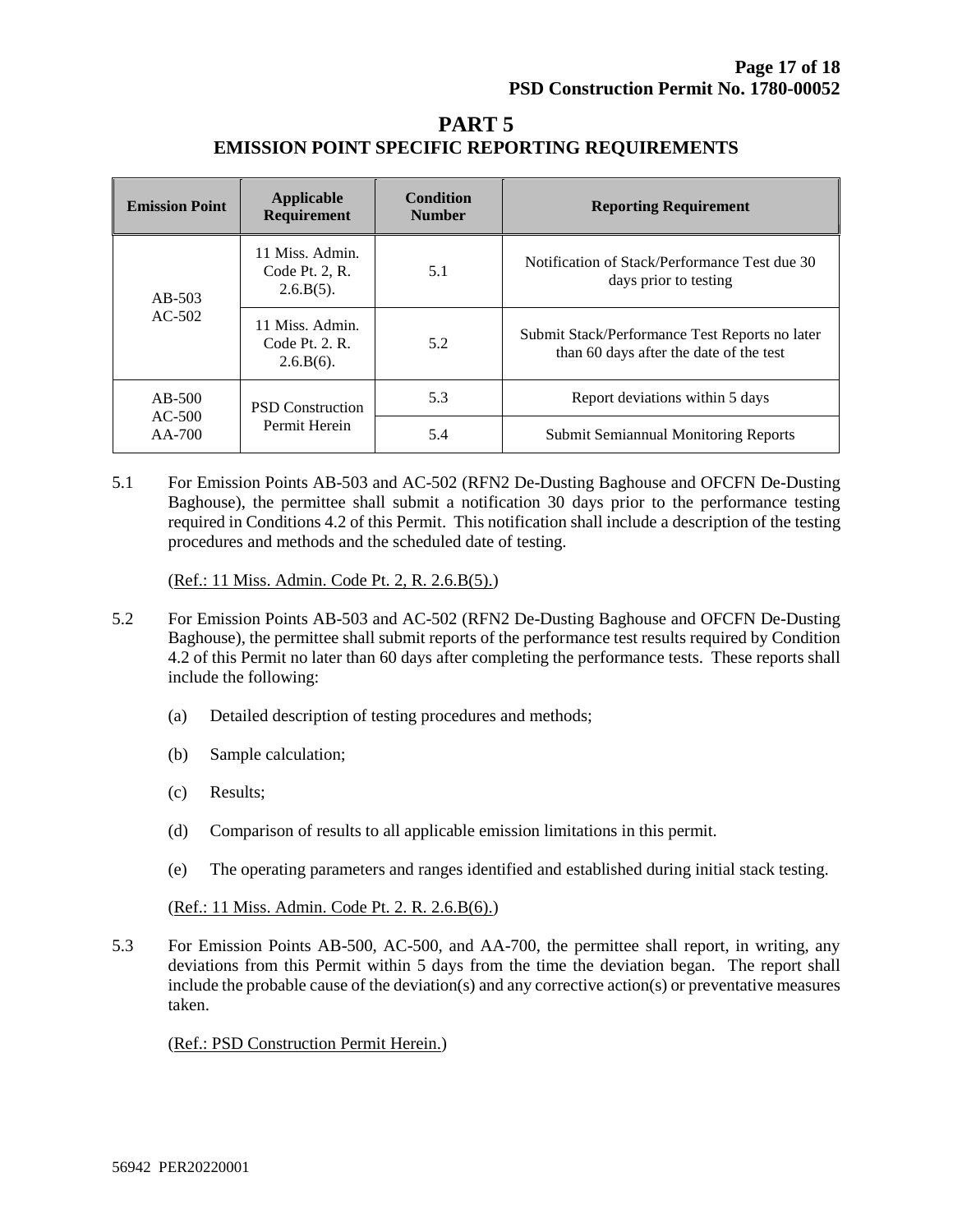# PART 5
## EMISSION POINT SPECIFIC REPORTING REQUIREMENTS

| Emission Point | Applicable Requirement | Condition Number | Reporting Requirement |
|---|---|---|---|
| AB-503<br>AC-502 | 11 Miss. Admin. Code Pt. 2, R. 2.6.B(5). | 5.1 | Notification of Stack/Performance Test due 30 days prior to testing |
| | 11 Miss. Admin. Code Pt. 2. R. 2.6.B(6). | 5.2 | Submit Stack/Performance Test Reports no later than 60 days after the date of the test |
| AB-500<br>AC-500<br>AA-700 | PSD Construction Permit Herein | 5.3 | Report deviations within 5 days |
| | | 5.4 | Submit Semiannual Monitoring Reports |

5.1 For Emission Points AB-503 and AC-502 (RFN2 De-Dusting Baghouse and OFCFN De-Dusting Baghouse), the permittee shall submit a notification 30 days prior to the performance testing required in Conditions 4.2 of this Permit. This notification shall include a description of the testing procedures and methods and the scheduled date of testing.

(Ref.: 11 Miss. Admin. Code Pt. 2, R. 2.6.B(5).)

5.2 For Emission Points AB-503 and AC-502 (RFN2 De-Dusting Baghouse and OFCFN De-Dusting Baghouse), the permittee shall submit reports of the performance test results required by Condition 4.2 of this Permit no later than 60 days after completing the performance tests. These reports shall include the following:

(a) Detailed description of testing procedures and methods;

(b) Sample calculation;

(c) Results;

(d) Comparison of results to all applicable emission limitations in this permit.

(e) The operating parameters and ranges identified and established during initial stack testing.

(Ref.: 11 Miss. Admin. Code Pt. 2. R. 2.6.B(6).)

5.3 For Emission Points AB-500, AC-500, and AA-700, the permittee shall report, in writing, any deviations from this Permit within 5 days from the time the deviation began. The report shall include the probable cause of the deviation(s) and any corrective action(s) or preventative measures taken.

(Ref.: PSD Construction Permit Herein.)

56942 PER20220001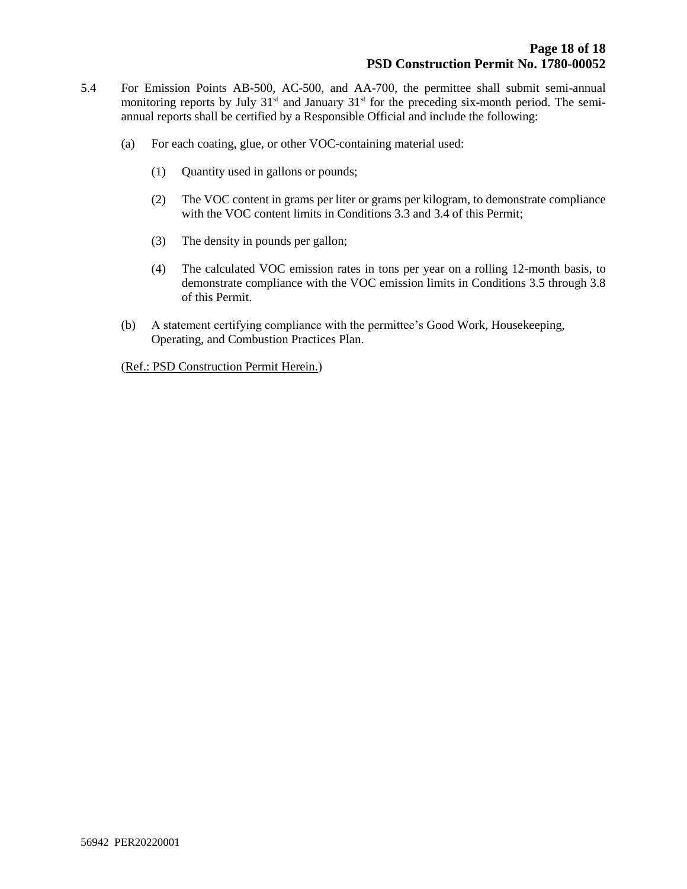5.4 For Emission Points AB-500, AC-500, and AA-700, the permittee shall submit semi-annual monitoring reports by July 31st and January 31st for the preceding six-month period. The semi-annual reports shall be certified by a Responsible Official and include the following:

(a) For each coating, glue, or other VOC-containing material used:

(1) Quantity used in gallons or pounds;

(2) The VOC content in grams per liter or grams per kilogram, to demonstrate compliance with the VOC content limits in Conditions 3.3 and 3.4 of this Permit;

(3) The density in pounds per gallon;

(4) The calculated VOC emission rates in tons per year on a rolling 12-month basis, to demonstrate compliance with the VOC emission limits in Conditions 3.5 through 3.8 of this Permit.

(b) A statement certifying compliance with the permittee's Good Work, Housekeeping, Operating, and Combustion Practices Plan.

(Ref.: PSD Construction Permit Herein.)

56942 PER20220001